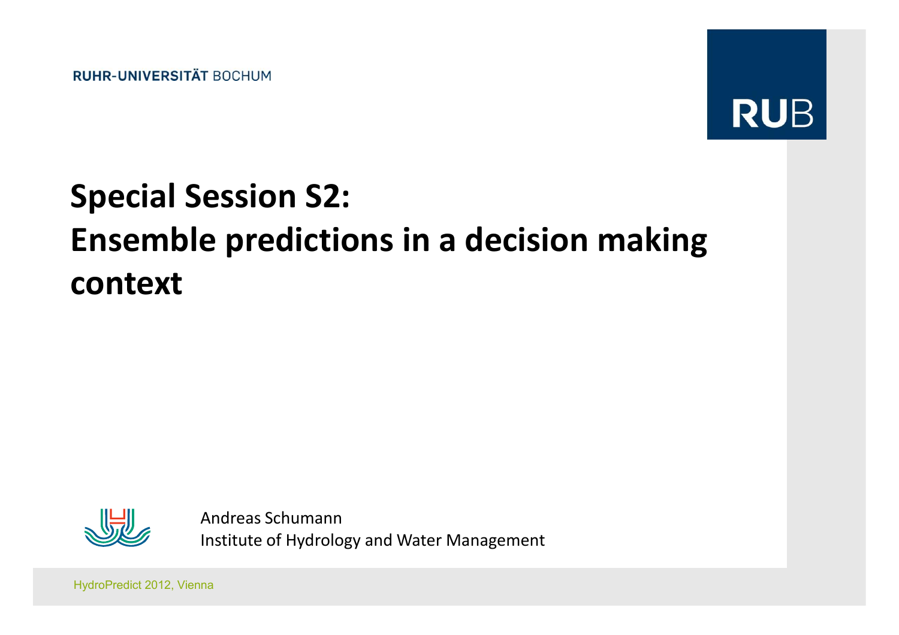RUHR-UNIVERSITÄT BOCHUM

RUB

# Special Session S2: Ensemble predictions in a decision making context

Andreas Schumann
Institute of Hydrology and Water Management

HydroPredict 2012, Vienna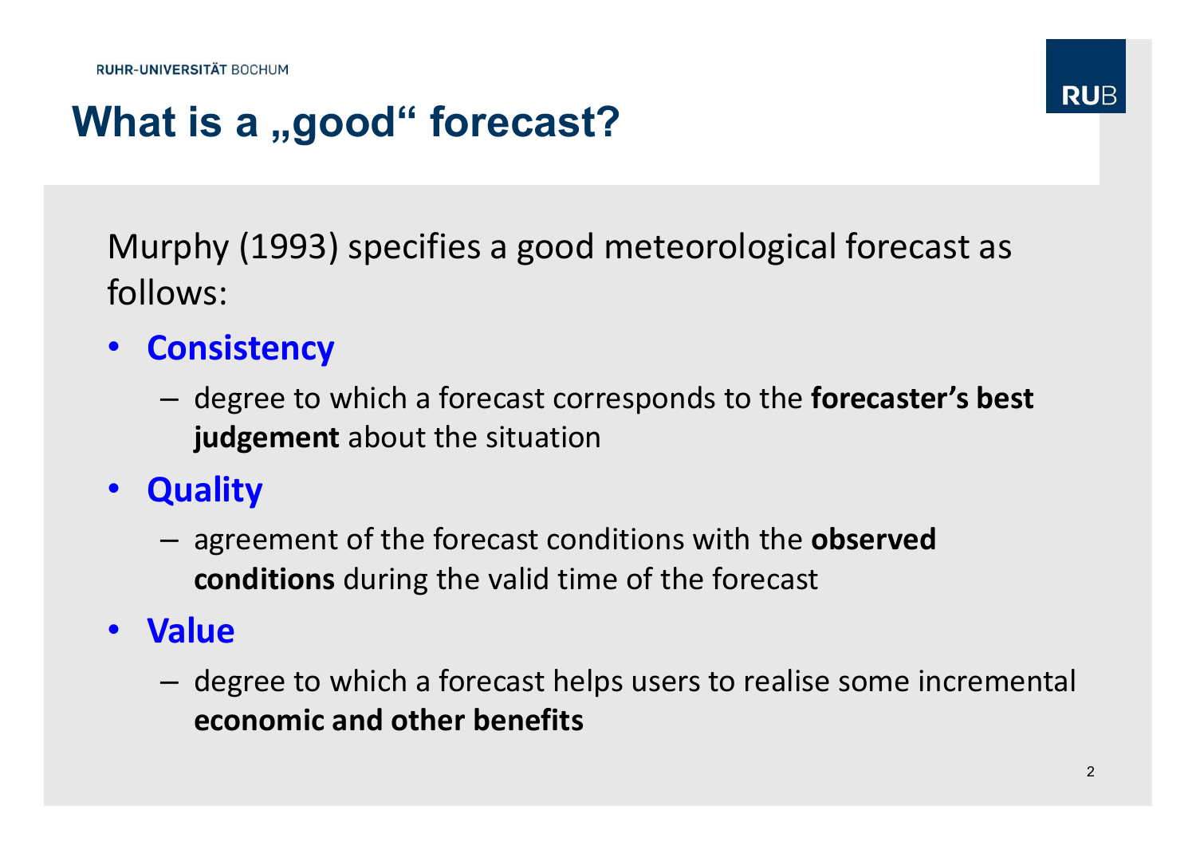# What is a „good“ forecast?

Murphy (1993) specifies a good meteorological forecast as follows:

- **Consistency**
  - degree to which a forecast corresponds to the **forecaster's best judgement** about the situation
- **Quality**
  - agreement of the forecast conditions with the **observed conditions** during the valid time of the forecast
- **Value**
  - degree to which a forecast helps users to realise some incremental **economic and other benefits**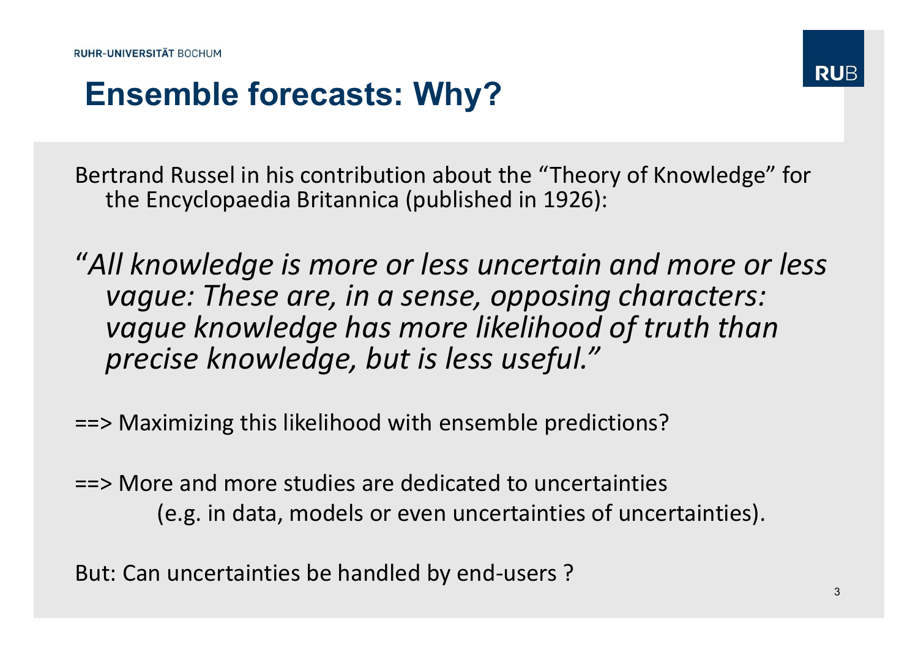# Ensemble forecasts: Why?

Bertrand Russel in his contribution about the "Theory of Knowledge" for the Encyclopaedia Britannica (published in 1926):

"*All knowledge is more or less uncertain and more or less vague: These are, in a sense, opposing characters: vague knowledge has more likelihood of truth than precise knowledge, but is less useful.*"

==> Maximizing this likelihood with ensemble predictions?

==> More and more studies are dedicated to uncertainties (e.g. in data, models or even uncertainties of uncertainties).

But: Can uncertainties be handled by end-users ?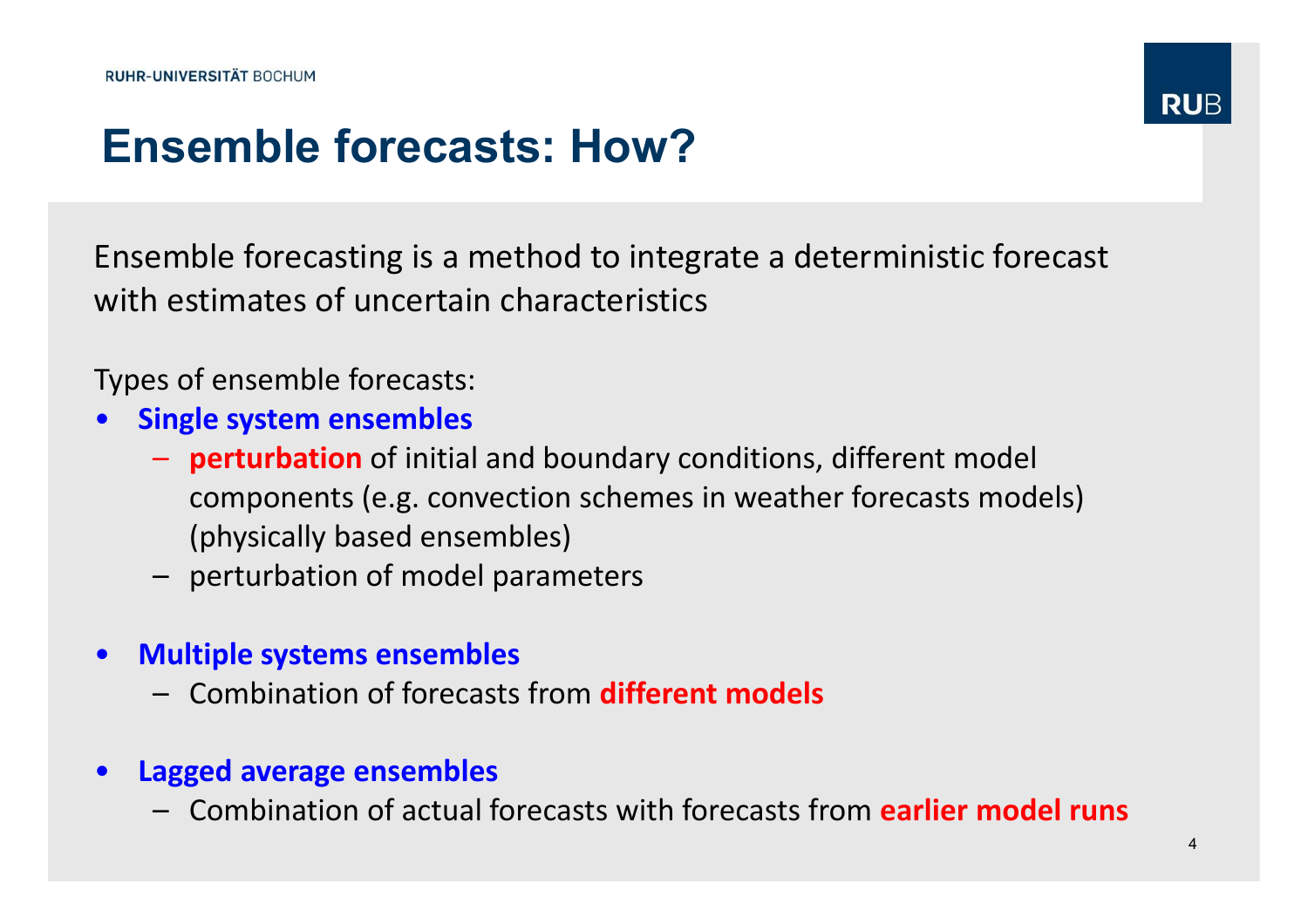# Ensemble forecasts: How?

Ensemble forecasting is a method to integrate a deterministic forecast with estimates of uncertain characteristics

Types of ensemble forecasts:

- **Single system ensembles**
  - **perturbation** of initial and boundary conditions, different model components (e.g. convection schemes in weather forecasts models) (physically based ensembles)
  - perturbation of model parameters

- **Multiple systems ensembles**
  - Combination of forecasts from **different models**

- **Lagged average ensembles**
  - Combination of actual forecasts with forecasts from **earlier model runs**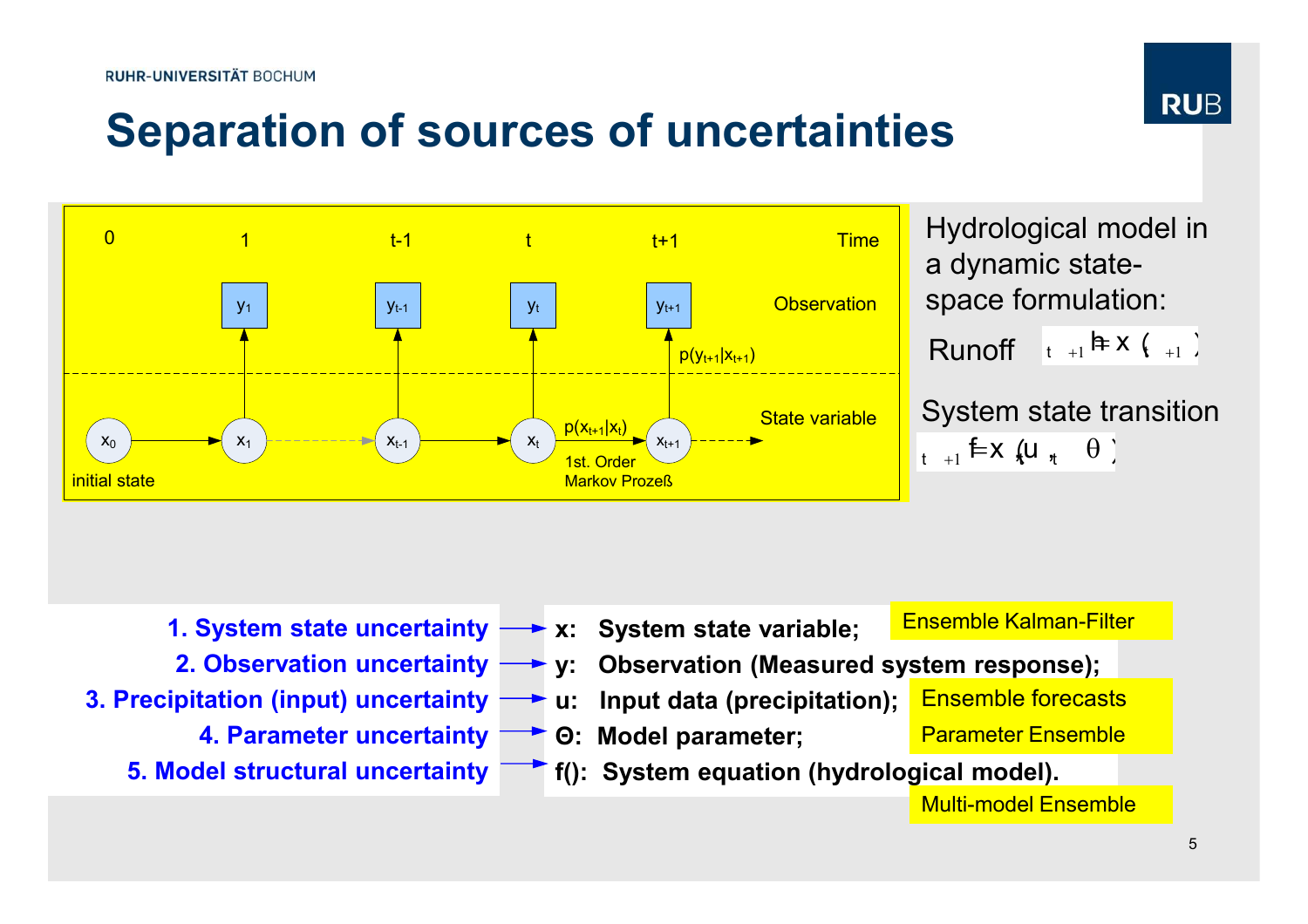# Separation of sources of uncertainties

| Time | 0 | 1 | t-1 | t | t+1 |
|---|---|---|---|---|---|
| Observation | | $y_1$ | $y_{t-1}$ | $y_t$ | $y_{t+1}$ |
| State variable | $x_0$ (initial state) | $x_1$ | $x_{t-1}$ | $x_t$ | $x_{t+1}$ |

$p(x_{t+1}|x_t)$: 1st. Order Markov Prozeß

$p(y_{t+1}|x_{t+1})$

Hydrological model in a dynamic state-space formulation:

Runoff $y_{t+1} = h(x_{t+1})$

System state transition

$x_{t+1} = f(x_t, u_t, \theta)$

1. **System state uncertainty** → **x: System state variable;** — Ensemble Kalman-Filter
2. **Observation uncertainty** → **y: Observation (Measured system response);**
3. **Precipitation (input) uncertainty** → **u: Input data (precipitation);** — Ensemble forecasts
4. **Parameter uncertainty** → **Θ: Model parameter;** — Parameter Ensemble
5. **Model structural uncertainty** → **f(): System equation (hydrological model).** — Multi-model Ensemble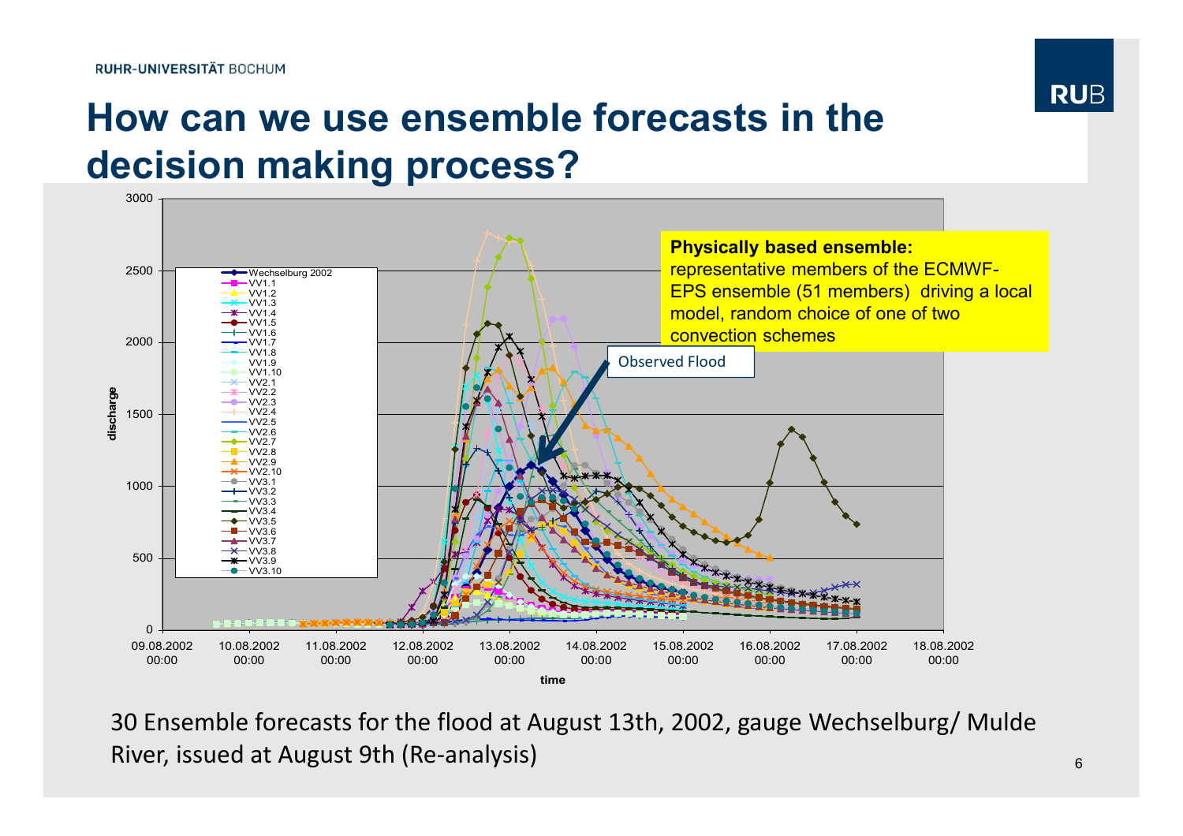# How can we use ensemble forecasts in the decision making process?

**Physically based ensemble:** representative members of the ECMWF-EPS ensemble (51 members) driving a local model, random choice of one of two convection schemes

Observed Flood

30 Ensemble forecasts for the flood at August 13th, 2002, gauge Wechselburg/ Mulde River, issued at August 9th (Re-analysis)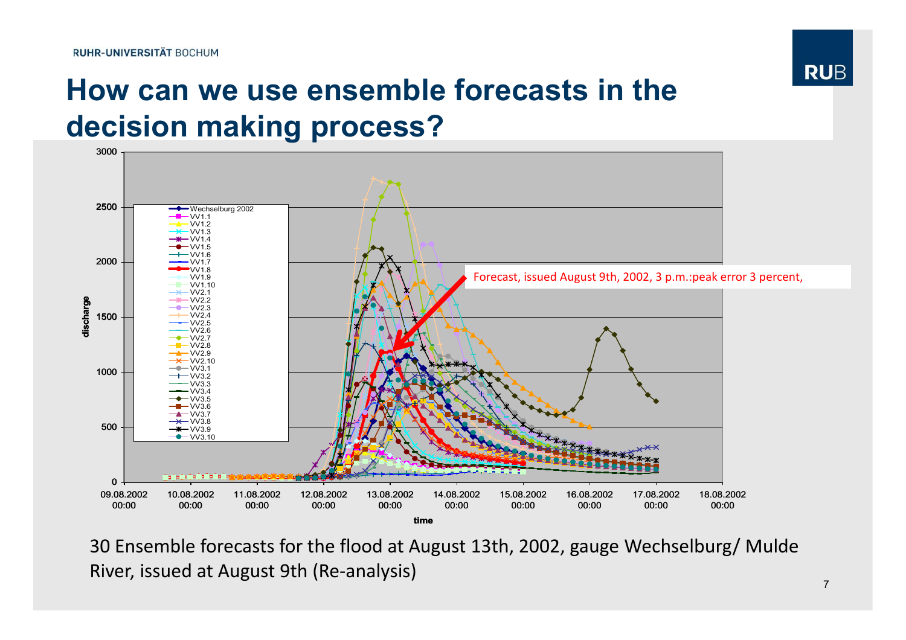# How can we use ensemble forecasts in the decision making process?

Forecast, issued August 9th, 2002, 3 p.m.:peak error 3 percent,

30 Ensemble forecasts for the flood at August 13th, 2002, gauge Wechselburg/ Mulde River, issued at August 9th (Re-analysis)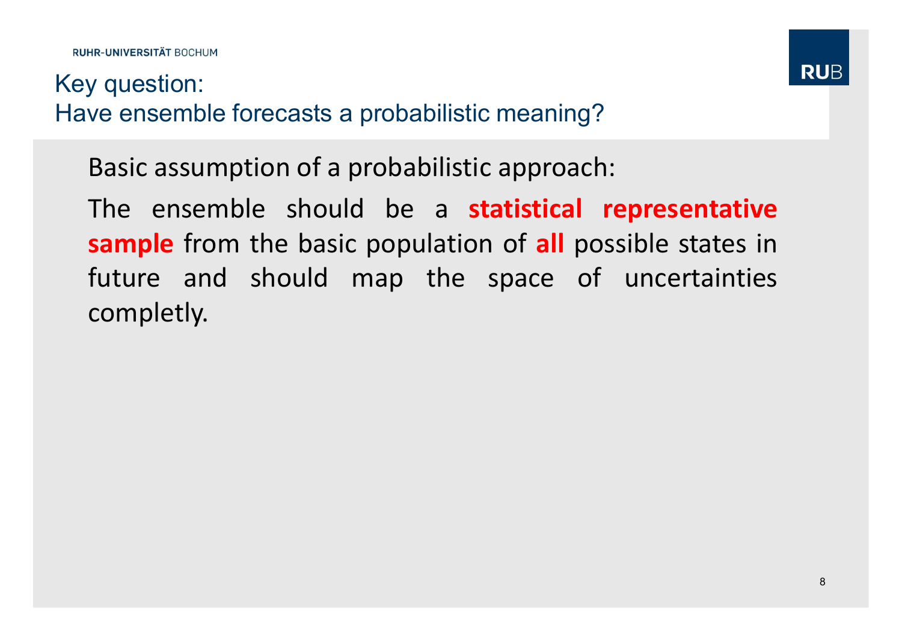# Key question:
# Have ensemble forecasts a probabilistic meaning?

Basic assumption of a probabilistic approach:

The ensemble should be a **statistical representative sample** from the basic population of **all** possible states in future and should map the space of uncertainties completly.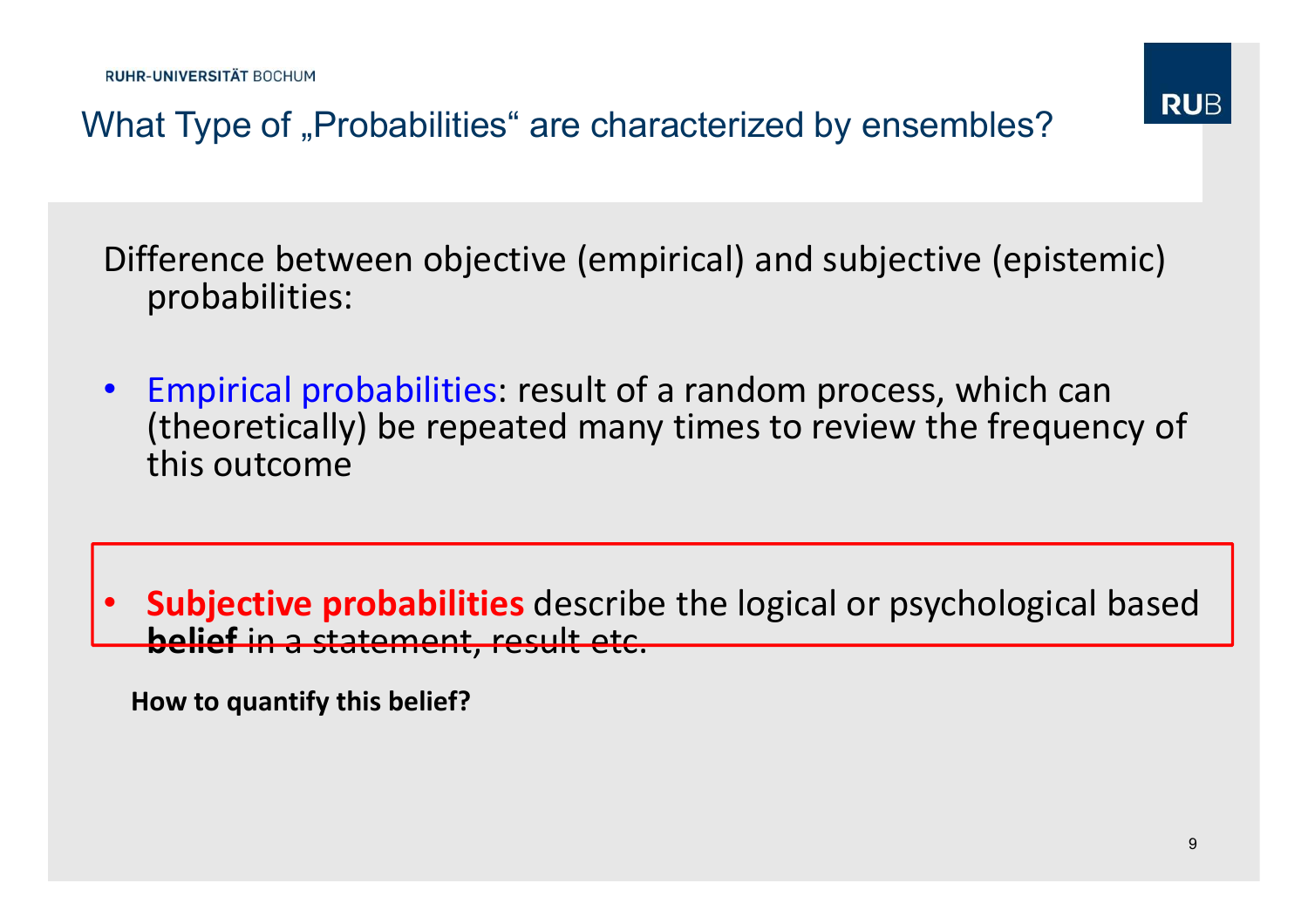# What Type of „Probabilities“ are characterized by ensembles?

Difference between objective (empirical) and subjective (epistemic) probabilities:

- Empirical probabilities: result of a random process, which can (theoretically) be repeated many times to review the frequency of this outcome

- **Subjective probabilities** describe the logical or psychological based **belief** in a statement, result etc.

**How to quantify this belief?**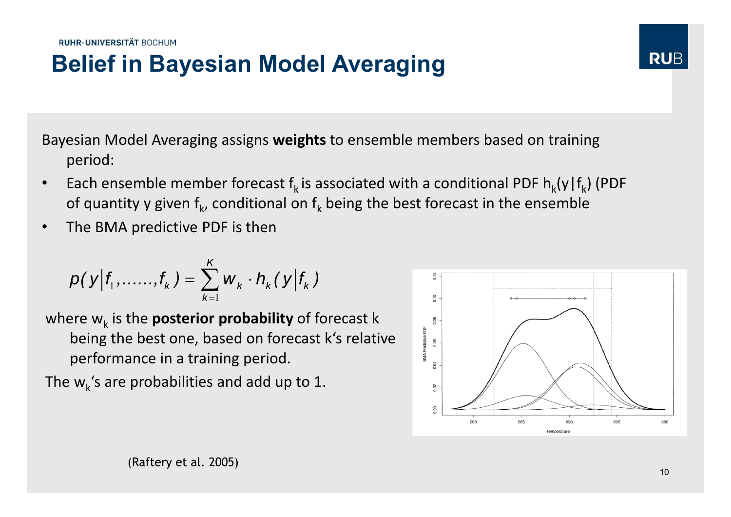# Belief in Bayesian Model Averaging

Bayesian Model Averaging assigns **weights** to ensemble members based on training period:

- Each ensemble member forecast $f_k$ is associated with a conditional PDF $h_k(y|f_k)$ (PDF of quantity y given $f_k$, conditional on $f_k$ being the best forecast in the ensemble
- The BMA predictive PDF is then

$$p(y|f_1,......,f_k) = \sum_{k=1}^{K} w_k \cdot h_k(y|f_k)$$

where $w_k$ is the **posterior probability** of forecast k being the best one, based on forecast k's relative performance in a training period.

The $w_k$'s are probabilities and add up to 1.

(Raftery et al. 2005)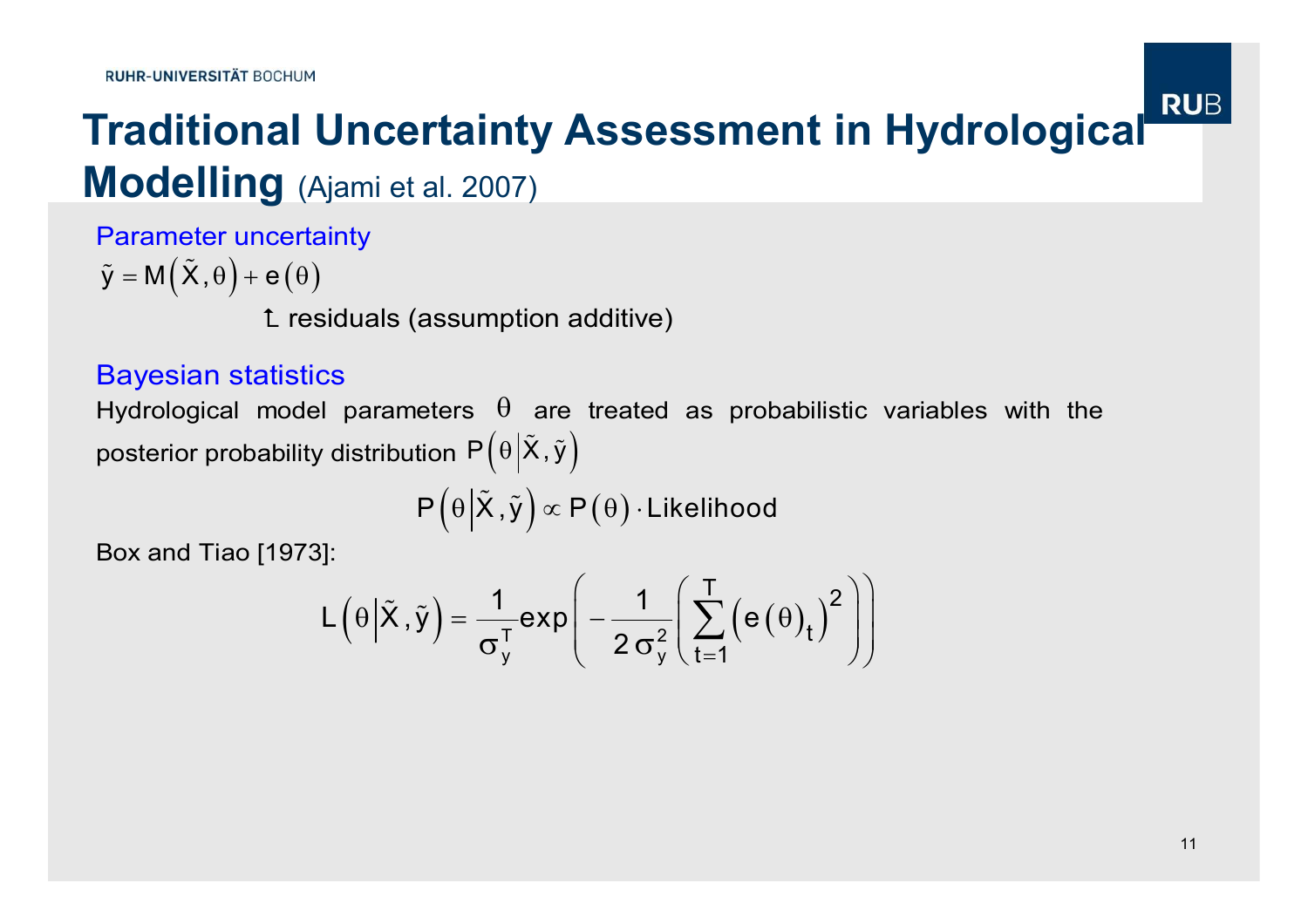# Traditional Uncertainty Assessment in Hydrological Modelling (Ajami et al. 2007)

Parameter uncertainty

$$\tilde{y} = M\left(\tilde{X}, \theta\right) + e\left(\theta\right)$$

↳ residuals (assumption additive)

Bayesian statistics

Hydrological model parameters $\theta$ are treated as probabilistic variables with the posterior probability distribution $P\left(\theta \middle| \tilde{X}, \tilde{y}\right)$

$$P\left(\theta \middle| \tilde{X}, \tilde{y}\right) \propto P\left(\theta\right) \cdot \text{Likelihood}$$

Box and Tiao [1973]:

$$L\left(\theta \middle| \tilde{X}, \tilde{y}\right) = \frac{1}{\sigma_y^T} \exp\left(-\frac{1}{2\sigma_y^2}\left(\sum_{t=1}^{T}\left(e\left(\theta\right)_t\right)^2\right)\right)$$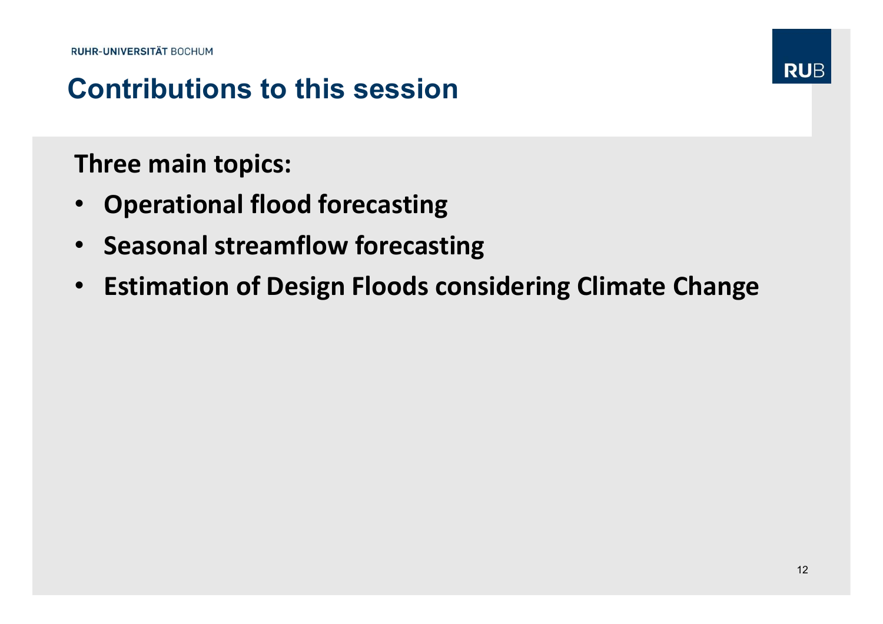# Contributions to this session

**Three main topics:**

- **Operational flood forecasting**
- **Seasonal streamflow forecasting**
- **Estimation of Design Floods considering Climate Change**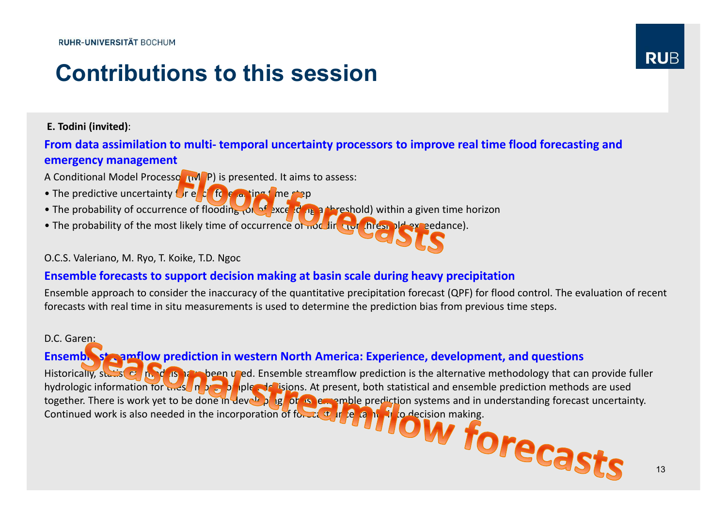# Contributions to this session

**E. Todini (invited)**:

**From data assimilation to multi- temporal uncertainty processors to improve real time flood forecasting and emergency management**

A Conditional Model Processor (MCP) is presented. It aims to assess:

- The predictive uncertainty for each forecasting time step
- The probability of occurrence of flooding (or of exceeding a threshold) within a given time horizon
- The probability of the most likely time of occurrence of flooding (or threshold exceedance).

O.C.S. Valeriano, M. Ryo, T. Koike, T.D. Ngoc

**Ensemble forecasts to support decision making at basin scale during heavy precipitation**

Ensemble approach to consider the inaccuracy of the quantitative precipitation forecast (QPF) for flood control. The evaluation of recent forecasts with real time in situ measurements is used to determine the prediction bias from previous time steps.

D.C. Garen:

**Ensemble streamflow prediction in western North America: Experience, development, and questions**

Historically, statistical models have been used. Ensemble streamflow prediction is the alternative methodology that can provide fuller hydrologic information for these more complex decisions. At present, both statistical and ensemble prediction methods are used together. There is work yet to be done in developing robust ensemble prediction systems and in understanding forecast uncertainty. Continued work is also needed in the incorporation of forecast uncertainty into decision making.

Flood forecasts

Seasonal streamflow forecasts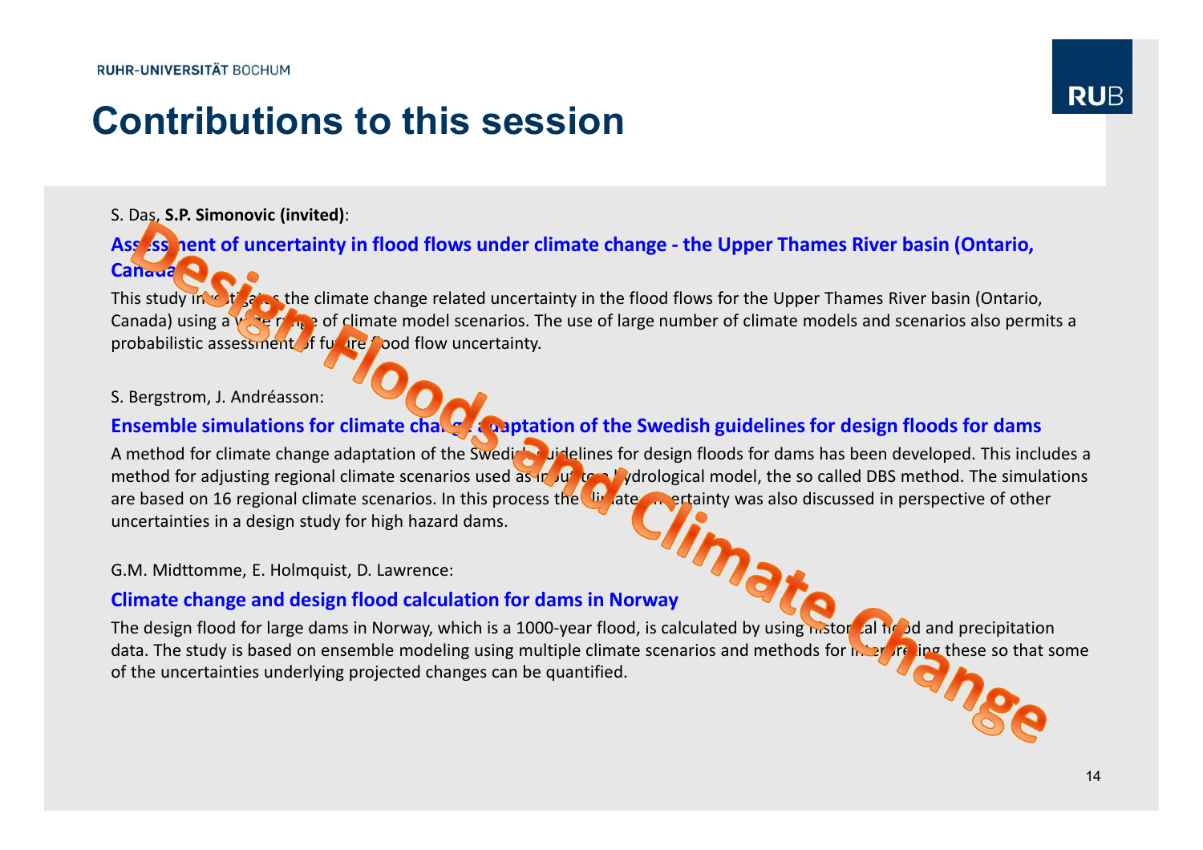# Contributions to this session

Design Floods and Climate Change

S. Das, **S.P. Simonovic (invited)**:

**Assessment of uncertainty in flood flows under climate change - the Upper Thames River basin (Ontario, Canada)**

This study investigates the climate change related uncertainty in the flood flows for the Upper Thames River basin (Ontario, Canada) using a wide range of climate model scenarios. The use of large number of climate models and scenarios also permits a probabilistic assessment of future flood flow uncertainty.

S. Bergstrom, J. Andréasson:

**Ensemble simulations for climate change adaptation of the Swedish guidelines for design floods for dams**

A method for climate change adaptation of the Swedish guidelines for design floods for dams has been developed. This includes a method for adjusting regional climate scenarios used as input to a hydrological model, the so called DBS method. The simulations are based on 16 regional climate scenarios. In this process the climate uncertainty was also discussed in perspective of other uncertainties in a design study for high hazard dams.

G.M. Midttomme, E. Holmquist, D. Lawrence:

**Climate change and design flood calculation for dams in Norway**

The design flood for large dams in Norway, which is a 1000-year flood, is calculated by using historical flood and precipitation data. The study is based on ensemble modeling using multiple climate scenarios and methods for interpreting these so that some of the uncertainties underlying projected changes can be quantified.